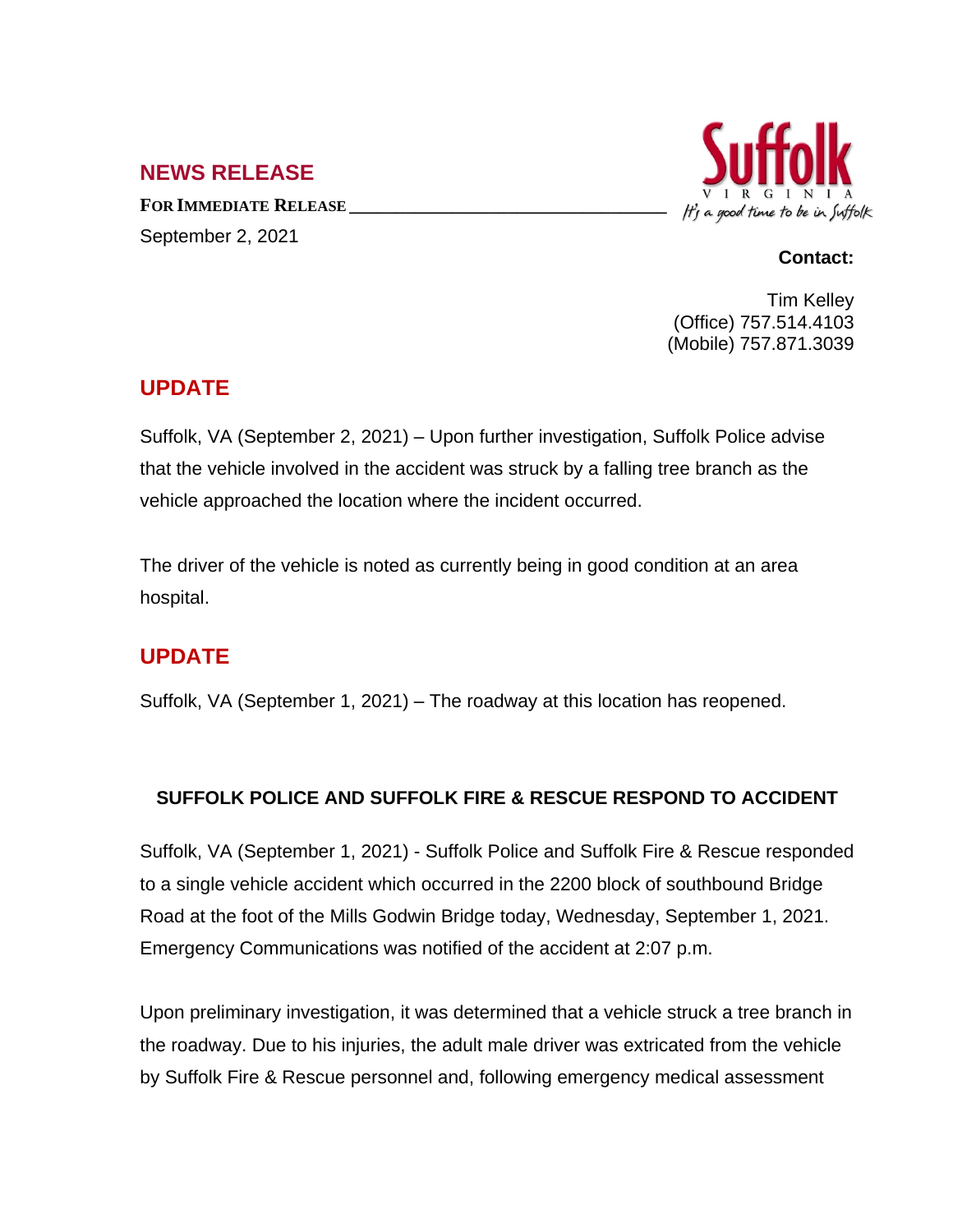## NEWS RELEASE

**FOR IMMEDIATE RELEASE**

September 2, 2021

Suffolk VIRGINIA *It's a good time to be in Suffolk*

**Contact:**

Tim Kelley
(Office) 757.514.4103
(Mobile) 757.871.3039

## UPDATE

Suffolk, VA (September 2, 2021) – Upon further investigation, Suffolk Police advise that the vehicle involved in the accident was struck by a falling tree branch as the vehicle approached the location where the incident occurred.

The driver of the vehicle is noted as currently being in good condition at an area hospital.

## UPDATE

Suffolk, VA (September 1, 2021) – The roadway at this location has reopened.

### SUFFOLK POLICE AND SUFFOLK FIRE & RESCUE RESPOND TO ACCIDENT

Suffolk, VA (September 1, 2021) - Suffolk Police and Suffolk Fire & Rescue responded to a single vehicle accident which occurred in the 2200 block of southbound Bridge Road at the foot of the Mills Godwin Bridge today, Wednesday, September 1, 2021. Emergency Communications was notified of the accident at 2:07 p.m.

Upon preliminary investigation, it was determined that a vehicle struck a tree branch in the roadway. Due to his injuries, the adult male driver was extricated from the vehicle by Suffolk Fire & Rescue personnel and, following emergency medical assessment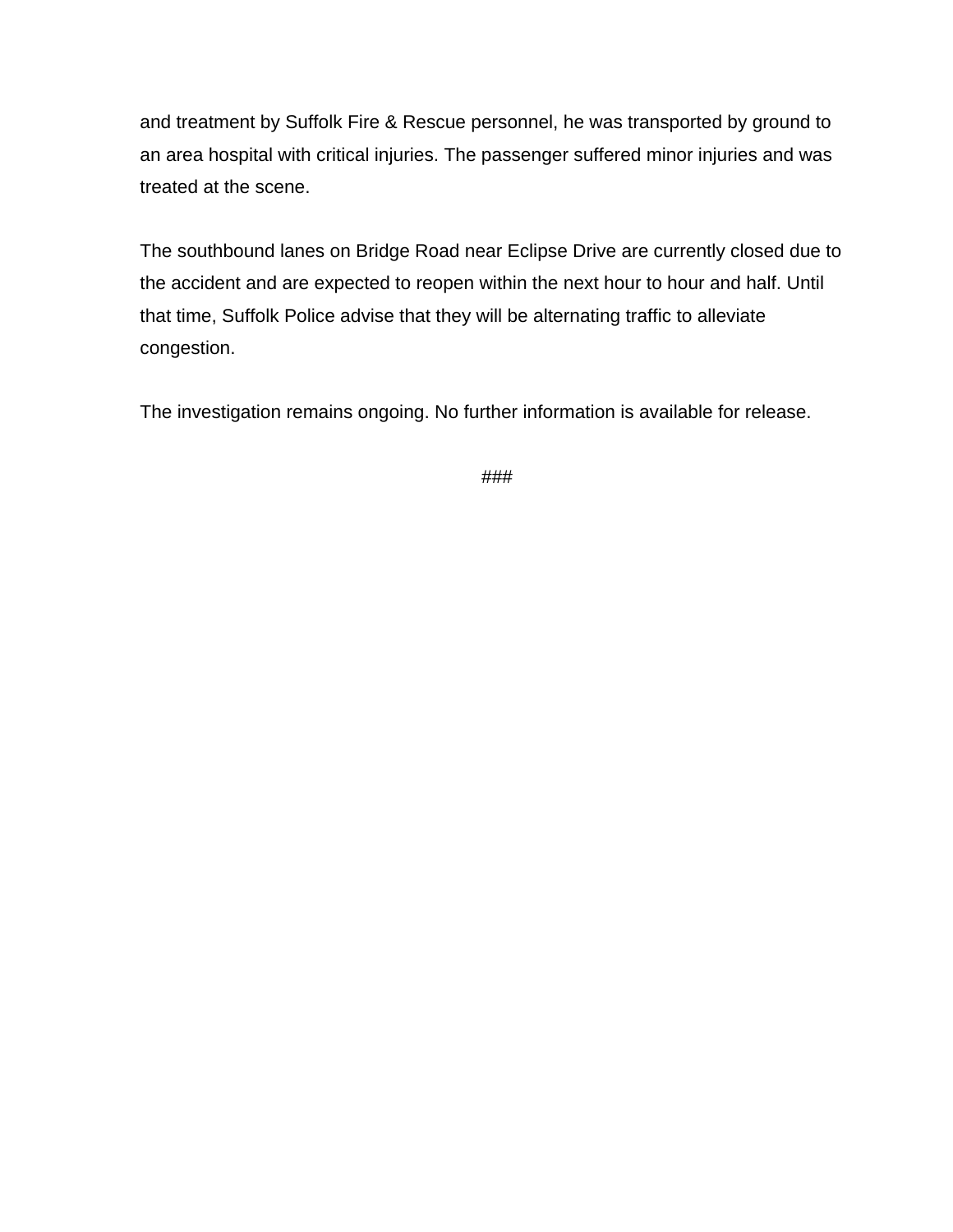and treatment by Suffolk Fire & Rescue personnel, he was transported by ground to an area hospital with critical injuries. The passenger suffered minor injuries and was treated at the scene.

The southbound lanes on Bridge Road near Eclipse Drive are currently closed due to the accident and are expected to reopen within the next hour to hour and half. Until that time, Suffolk Police advise that they will be alternating traffic to alleviate congestion.

The investigation remains ongoing. No further information is available for release.

###